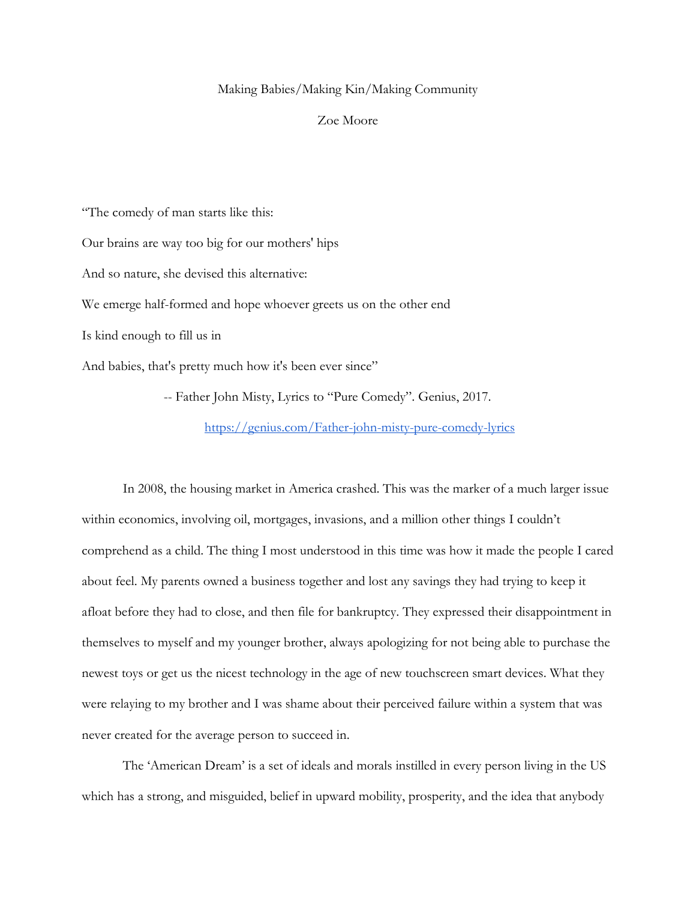# Making Babies/Making Kin/Making Community

Zoe Moore

"The comedy of man starts like this:

Our brains are way too big for our mothers' hips

And so nature, she devised this alternative:

We emerge half-formed and hope whoever greets us on the other end

Is kind enough to fill us in

And babies, that's pretty much how it's been ever since"

-- Father John Misty, Lyrics to "Pure Comedy". Genius, 2017.

[https://genius.com/Father-john-misty-pure-comedy-lyrics](https://genius.com/Father-john-misty-pure-comedy-lyrics)

In 2008, the housing market in America crashed. This was the marker of a much larger issue within economics, involving oil, mortgages, invasions, and a million other things I couldn't comprehend as a child. The thing I most understood in this time was how it made the people I cared about feel. My parents owned a business together and lost any savings they had trying to keep it afloat before they had to close, and then file for bankruptcy. They expressed their disappointment in themselves to myself and my younger brother, always apologizing for not being able to purchase the newest toys or get us the nicest technology in the age of new touchscreen smart devices. What they were relaying to my brother and I was shame about their perceived failure within a system that was never created for the average person to succeed in.

The 'American Dream' is a set of ideals and morals instilled in every person living in the US which has a strong, and misguided, belief in upward mobility, prosperity, and the idea that anybody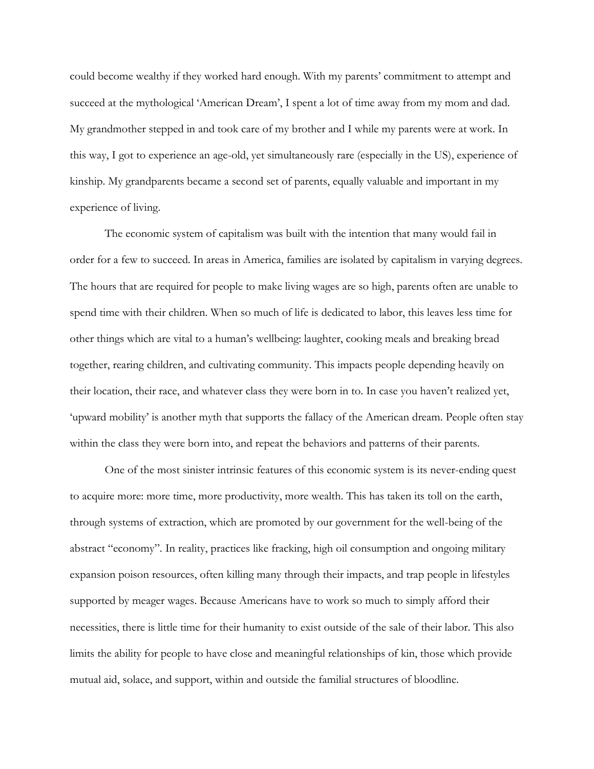could become wealthy if they worked hard enough. With my parents' commitment to attempt and succeed at the mythological 'American Dream', I spent a lot of time away from my mom and dad. My grandmother stepped in and took care of my brother and I while my parents were at work. In this way, I got to experience an age-old, yet simultaneously rare (especially in the US), experience of kinship. My grandparents became a second set of parents, equally valuable and important in my experience of living.

The economic system of capitalism was built with the intention that many would fail in order for a few to succeed. In areas in America, families are isolated by capitalism in varying degrees. The hours that are required for people to make living wages are so high, parents often are unable to spend time with their children. When so much of life is dedicated to labor, this leaves less time for other things which are vital to a human's wellbeing: laughter, cooking meals and breaking bread together, rearing children, and cultivating community. This impacts people depending heavily on their location, their race, and whatever class they were born in to. In case you haven't realized yet, 'upward mobility' is another myth that supports the fallacy of the American dream. People often stay within the class they were born into, and repeat the behaviors and patterns of their parents.

One of the most sinister intrinsic features of this economic system is its never-ending quest to acquire more: more time, more productivity, more wealth. This has taken its toll on the earth, through systems of extraction, which are promoted by our government for the well-being of the abstract "economy". In reality, practices like fracking, high oil consumption and ongoing military expansion poison resources, often killing many through their impacts, and trap people in lifestyles supported by meager wages. Because Americans have to work so much to simply afford their necessities, there is little time for their humanity to exist outside of the sale of their labor. This also limits the ability for people to have close and meaningful relationships of kin, those which provide mutual aid, solace, and support, within and outside the familial structures of bloodline.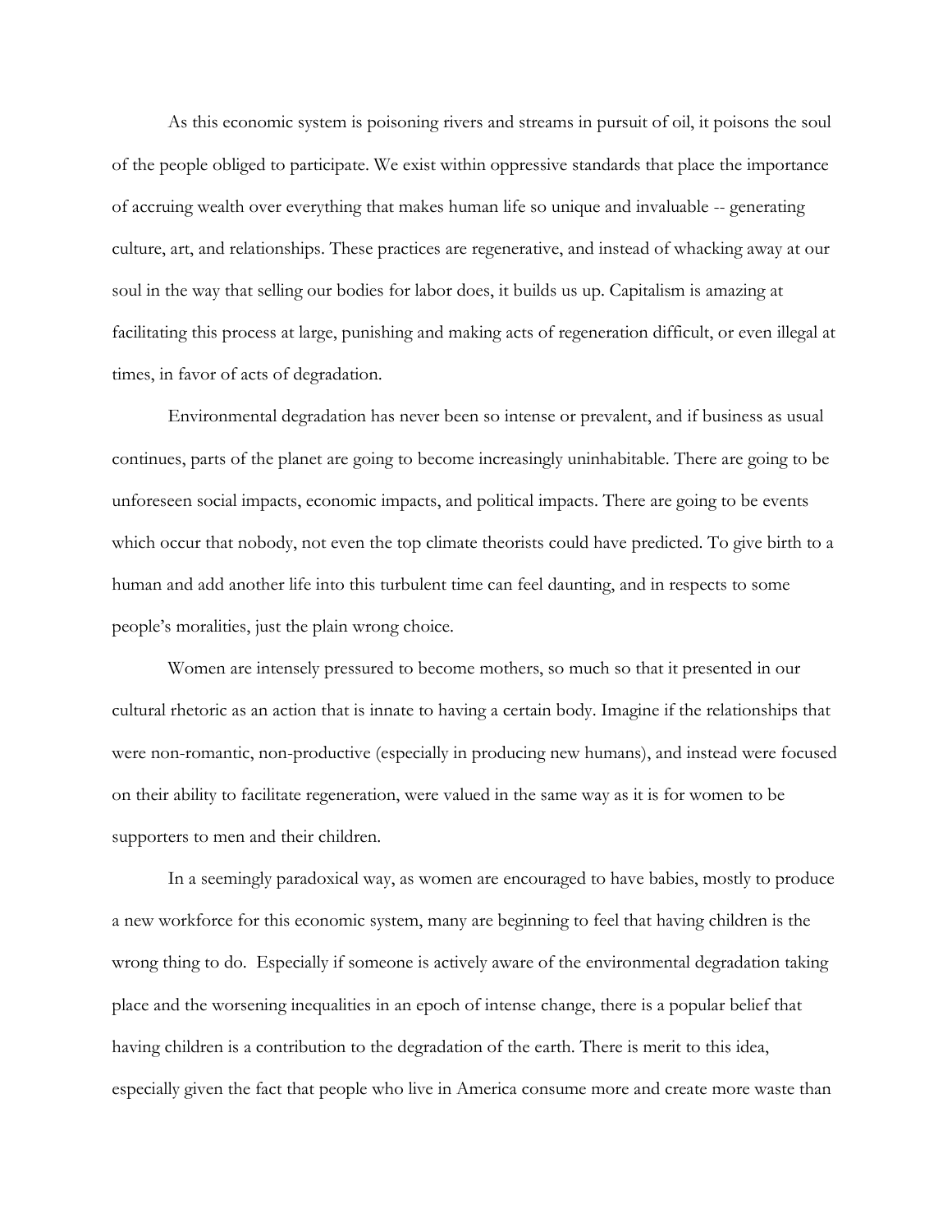As this economic system is poisoning rivers and streams in pursuit of oil, it poisons the soul of the people obliged to participate. We exist within oppressive standards that place the importance of accruing wealth over everything that makes human life so unique and invaluable -- generating culture, art, and relationships. These practices are regenerative, and instead of whacking away at our soul in the way that selling our bodies for labor does, it builds us up. Capitalism is amazing at facilitating this process at large, punishing and making acts of regeneration difficult, or even illegal at times, in favor of acts of degradation.

Environmental degradation has never been so intense or prevalent, and if business as usual continues, parts of the planet are going to become increasingly uninhabitable. There are going to be unforeseen social impacts, economic impacts, and political impacts. There are going to be events which occur that nobody, not even the top climate theorists could have predicted. To give birth to a human and add another life into this turbulent time can feel daunting, and in respects to some people's moralities, just the plain wrong choice.

Women are intensely pressured to become mothers, so much so that it presented in our cultural rhetoric as an action that is innate to having a certain body. Imagine if the relationships that were non-romantic, non-productive (especially in producing new humans), and instead were focused on their ability to facilitate regeneration, were valued in the same way as it is for women to be supporters to men and their children.

In a seemingly paradoxical way, as women are encouraged to have babies, mostly to produce a new workforce for this economic system, many are beginning to feel that having children is the wrong thing to do. Especially if someone is actively aware of the environmental degradation taking place and the worsening inequalities in an epoch of intense change, there is a popular belief that having children is a contribution to the degradation of the earth. There is merit to this idea, especially given the fact that people who live in America consume more and create more waste than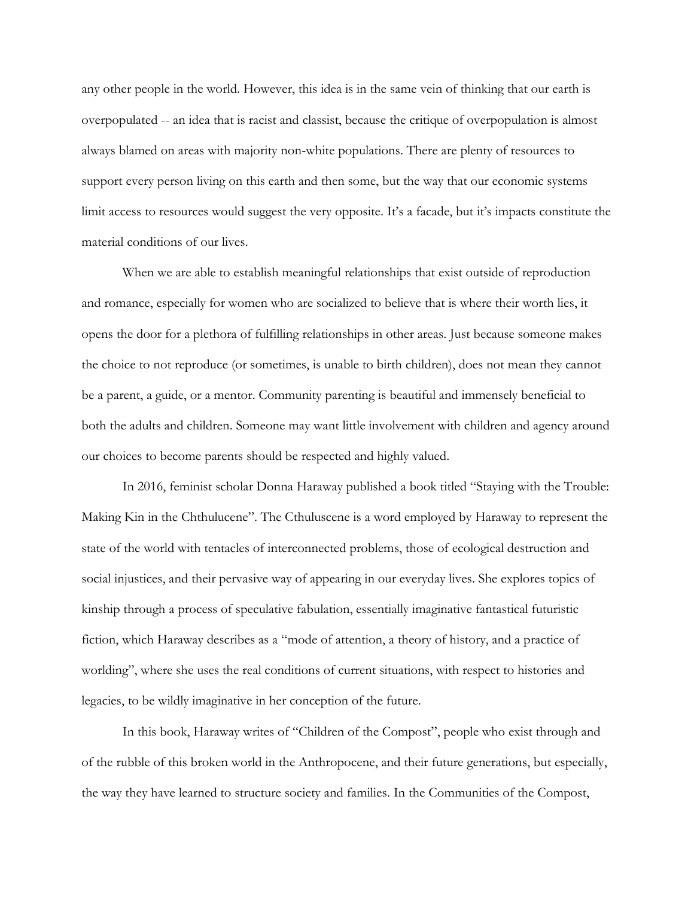any other people in the world. However, this idea is in the same vein of thinking that our earth is overpopulated -- an idea that is racist and classist, because the critique of overpopulation is almost always blamed on areas with majority non-white populations. There are plenty of resources to support every person living on this earth and then some, but the way that our economic systems limit access to resources would suggest the very opposite. It's a facade, but it's impacts constitute the material conditions of our lives.

When we are able to establish meaningful relationships that exist outside of reproduction and romance, especially for women who are socialized to believe that is where their worth lies, it opens the door for a plethora of fulfilling relationships in other areas. Just because someone makes the choice to not reproduce (or sometimes, is unable to birth children), does not mean they cannot be a parent, a guide, or a mentor. Community parenting is beautiful and immensely beneficial to both the adults and children. Someone may want little involvement with children and agency around our choices to become parents should be respected and highly valued.

In 2016, feminist scholar Donna Haraway published a book titled "Staying with the Trouble: Making Kin in the Chthulucene". The Cthuluscene is a word employed by Haraway to represent the state of the world with tentacles of interconnected problems, those of ecological destruction and social injustices, and their pervasive way of appearing in our everyday lives. She explores topics of kinship through a process of speculative fabulation, essentially imaginative fantastical futuristic fiction, which Haraway describes as a "mode of attention, a theory of history, and a practice of worlding", where she uses the real conditions of current situations, with respect to histories and legacies, to be wildly imaginative in her conception of the future.

In this book, Haraway writes of "Children of the Compost", people who exist through and of the rubble of this broken world in the Anthropocene, and their future generations, but especially, the way they have learned to structure society and families. In the Communities of the Compost,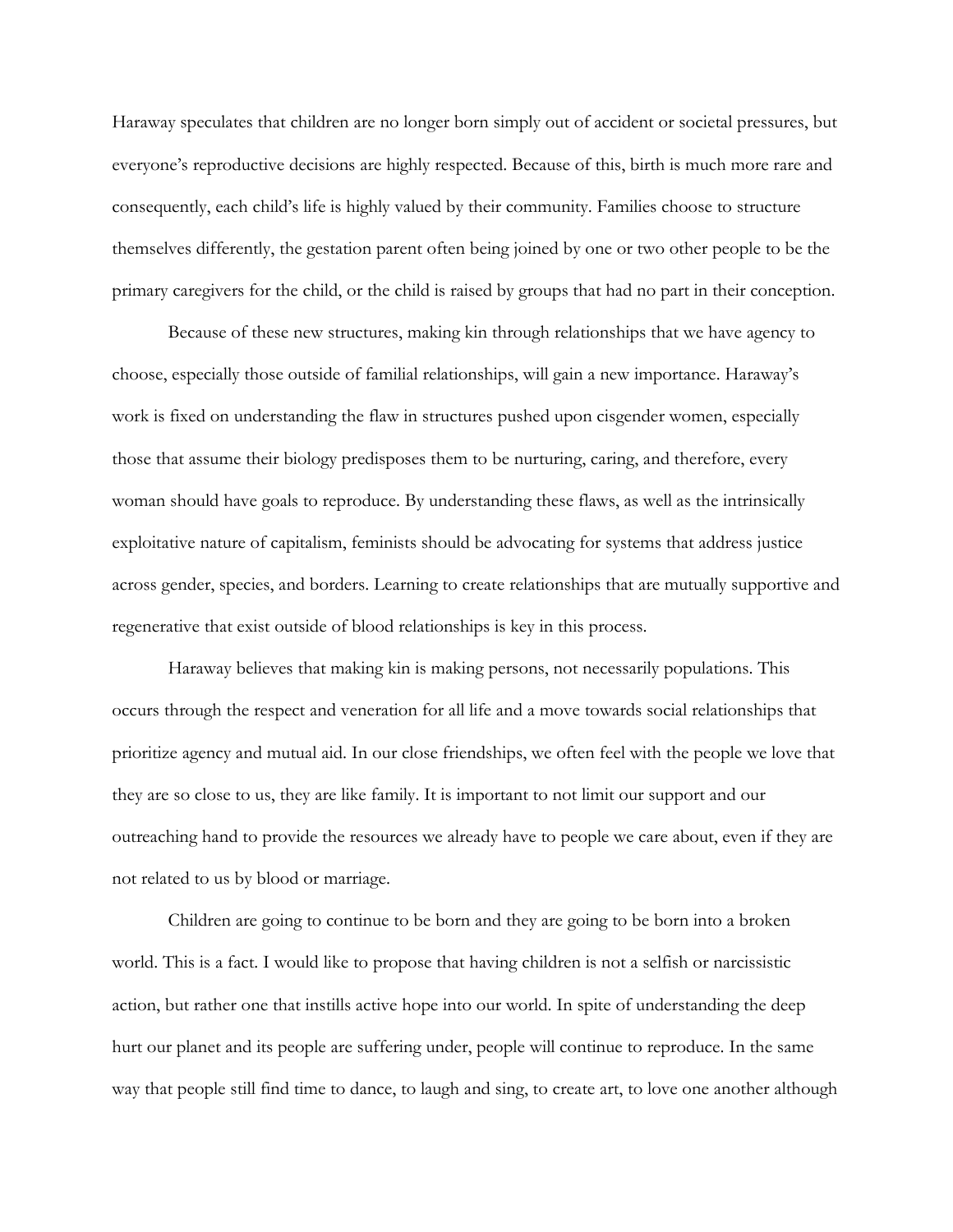Haraway speculates that children are no longer born simply out of accident or societal pressures, but everyone's reproductive decisions are highly respected. Because of this, birth is much more rare and consequently, each child's life is highly valued by their community. Families choose to structure themselves differently, the gestation parent often being joined by one or two other people to be the primary caregivers for the child, or the child is raised by groups that had no part in their conception.

Because of these new structures, making kin through relationships that we have agency to choose, especially those outside of familial relationships, will gain a new importance. Haraway's work is fixed on understanding the flaw in structures pushed upon cisgender women, especially those that assume their biology predisposes them to be nurturing, caring, and therefore, every woman should have goals to reproduce. By understanding these flaws, as well as the intrinsically exploitative nature of capitalism, feminists should be advocating for systems that address justice across gender, species, and borders. Learning to create relationships that are mutually supportive and regenerative that exist outside of blood relationships is key in this process.

Haraway believes that making kin is making persons, not necessarily populations. This occurs through the respect and veneration for all life and a move towards social relationships that prioritize agency and mutual aid. In our close friendships, we often feel with the people we love that they are so close to us, they are like family. It is important to not limit our support and our outreaching hand to provide the resources we already have to people we care about, even if they are not related to us by blood or marriage.

Children are going to continue to be born and they are going to be born into a broken world. This is a fact. I would like to propose that having children is not a selfish or narcissistic action, but rather one that instills active hope into our world. In spite of understanding the deep hurt our planet and its people are suffering under, people will continue to reproduce. In the same way that people still find time to dance, to laugh and sing, to create art, to love one another although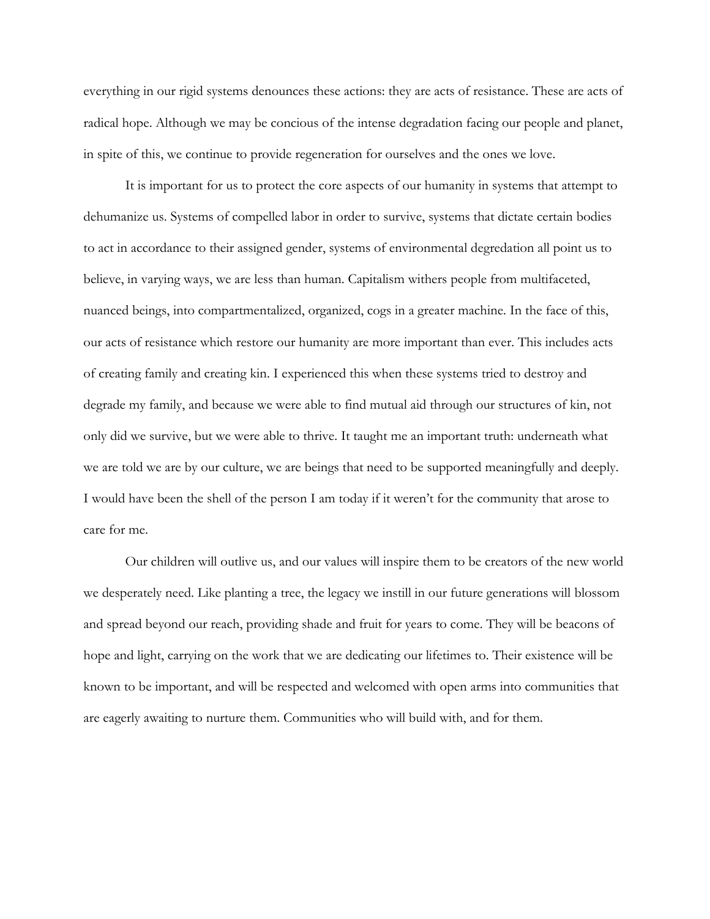everything in our rigid systems denounces these actions: they are acts of resistance. These are acts of radical hope. Although we may be concious of the intense degradation facing our people and planet, in spite of this, we continue to provide regeneration for ourselves and the ones we love.

It is important for us to protect the core aspects of our humanity in systems that attempt to dehumanize us. Systems of compelled labor in order to survive, systems that dictate certain bodies to act in accordance to their assigned gender, systems of environmental degredation all point us to believe, in varying ways, we are less than human. Capitalism withers people from multifaceted, nuanced beings, into compartmentalized, organized, cogs in a greater machine. In the face of this, our acts of resistance which restore our humanity are more important than ever. This includes acts of creating family and creating kin. I experienced this when these systems tried to destroy and degrade my family, and because we were able to find mutual aid through our structures of kin, not only did we survive, but we were able to thrive. It taught me an important truth: underneath what we are told we are by our culture, we are beings that need to be supported meaningfully and deeply. I would have been the shell of the person I am today if it weren't for the community that arose to care for me.

Our children will outlive us, and our values will inspire them to be creators of the new world we desperately need. Like planting a tree, the legacy we instill in our future generations will blossom and spread beyond our reach, providing shade and fruit for years to come. They will be beacons of hope and light, carrying on the work that we are dedicating our lifetimes to. Their existence will be known to be important, and will be respected and welcomed with open arms into communities that are eagerly awaiting to nurture them. Communities who will build with, and for them.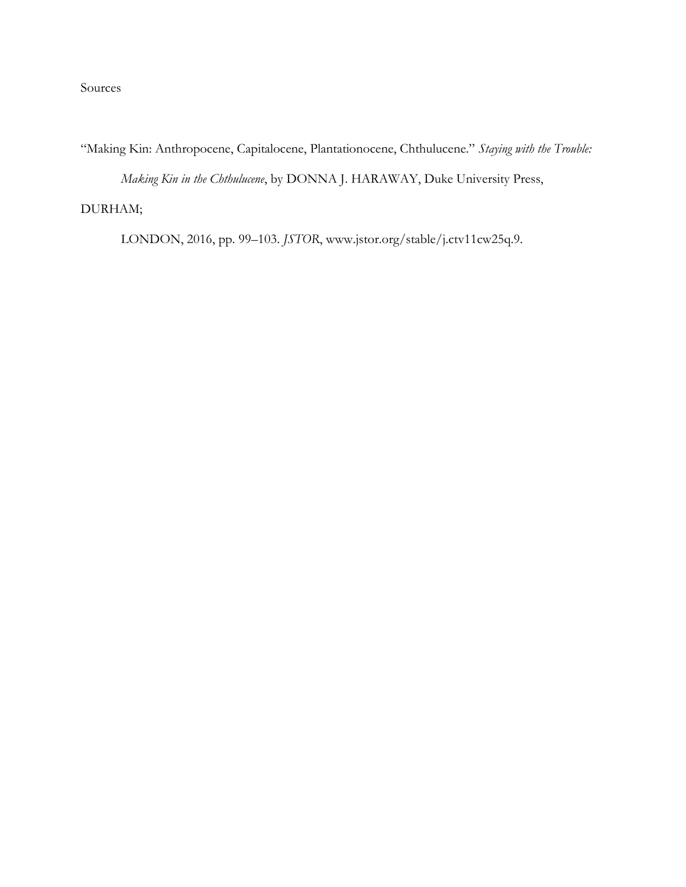Sources

"Making Kin: Anthropocene, Capitalocene, Plantationocene, Chthulucene." *Staying with the Trouble: Making Kin in the Chthulucene*, by DONNA J. HARAWAY, Duke University Press, DURHAM;

LONDON, 2016, pp. 99–103. *JSTOR*, www.jstor.org/stable/j.ctv11cw25q.9.